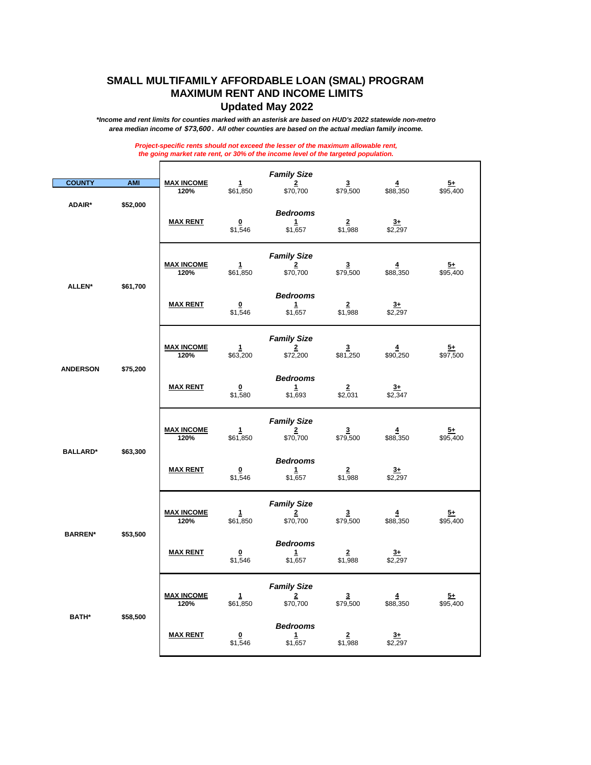# SMALL MULTIFAMILY AFFORDABLE LOAN (SMAL) PROGRAM
# MAXIMUM RENT AND INCOME LIMITS
## Updated May 2022

***Income and rent limits for counties marked with an asterisk are based on HUD's 2022 statewide non-metro area median income of $73,600. All other counties are based on the actual median family income.***

*Project-specific rents should not exceed the lesser of the maximum allowable rent, the going market rate rent, or 30% of the income level of the targeted population.*

| COUNTY | AMI | | | | | | |
|---|---|---|---|---|---|---|---|
| | | | | ***Family Size*** | | | |
| | | **MAX INCOME 120%** | **1** | **2** | **3** | **4** | **5+** |
| **ADAIR*** | **$52,000** | | $61,850 | $70,700 | $79,500 | $88,350 | $95,400 |
| | | | | ***Bedrooms*** | | | |
| | | **MAX RENT** | **0** | **1** | **2** | **3+** | |
| | | | $1,546 | $1,657 | $1,988 | $2,297 | |
| | | | | ***Family Size*** | | | |
| | | **MAX INCOME 120%** | **1** | **2** | **3** | **4** | **5+** |
| **ALLEN*** | **$61,700** | | $61,850 | $70,700 | $79,500 | $88,350 | $95,400 |
| | | | | ***Bedrooms*** | | | |
| | | **MAX RENT** | **0** | **1** | **2** | **3+** | |
| | | | $1,546 | $1,657 | $1,988 | $2,297 | |
| | | | | ***Family Size*** | | | |
| | | **MAX INCOME 120%** | **1** | **2** | **3** | **4** | **5+** |
| **ANDERSON** | **$75,200** | | $63,200 | $72,200 | $81,250 | $90,250 | $97,500 |
| | | | | ***Bedrooms*** | | | |
| | | **MAX RENT** | **0** | **1** | **2** | **3+** | |
| | | | $1,580 | $1,693 | $2,031 | $2,347 | |
| | | | | ***Family Size*** | | | |
| | | **MAX INCOME 120%** | **1** | **2** | **3** | **4** | **5+** |
| **BALLARD*** | **$63,300** | | $61,850 | $70,700 | $79,500 | $88,350 | $95,400 |
| | | | | ***Bedrooms*** | | | |
| | | **MAX RENT** | **0** | **1** | **2** | **3+** | |
| | | | $1,546 | $1,657 | $1,988 | $2,297 | |
| | | | | ***Family Size*** | | | |
| | | **MAX INCOME 120%** | **1** | **2** | **3** | **4** | **5+** |
| **BARREN*** | **$53,500** | | $61,850 | $70,700 | $79,500 | $88,350 | $95,400 |
| | | | | ***Bedrooms*** | | | |
| | | **MAX RENT** | **0** | **1** | **2** | **3+** | |
| | | | $1,546 | $1,657 | $1,988 | $2,297 | |
| | | | | ***Family Size*** | | | |
| | | **MAX INCOME 120%** | **1** | **2** | **3** | **4** | **5+** |
| **BATH*** | **$58,500** | | $61,850 | $70,700 | $79,500 | $88,350 | $95,400 |
| | | | | ***Bedrooms*** | | | |
| | | **MAX RENT** | **0** | **1** | **2** | **3+** | |
| | | | $1,546 | $1,657 | $1,988 | $2,297 | |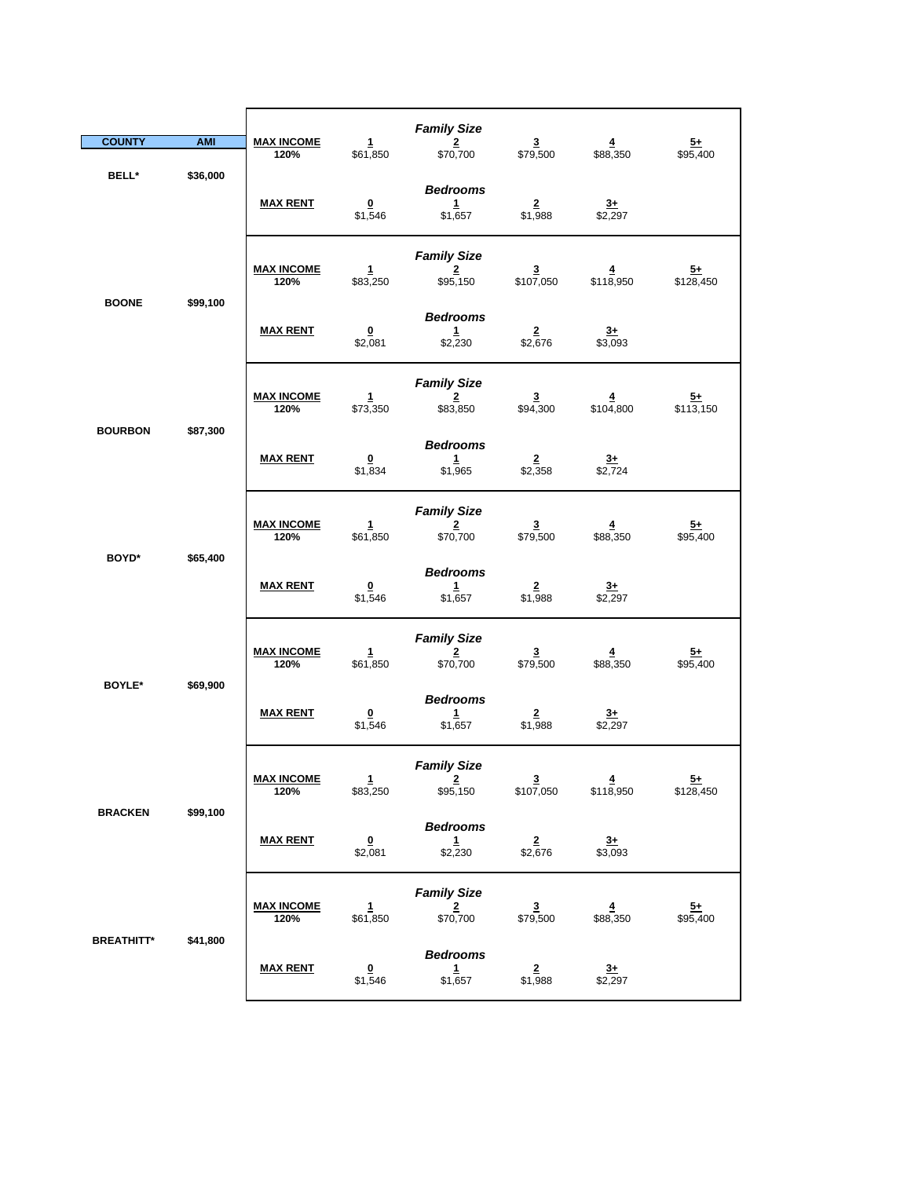| COUNTY | AMI | | | | | | |
|---|---|---|---|---|---|---|---|
| | | | | ***Family Size*** | | | |
| | | **MAX INCOME** | 1 | 2 | 3 | 4 | 5+ |
| | | **120%** | $61,850 | $70,700 | $79,500 | $88,350 | $95,400 |
| **BELL*** | **$36,000** | | | ***Bedrooms*** | | | |
| | | **MAX RENT** | 0 | 1 | 2 | 3+ | |
| | | | $1,546 | $1,657 | $1,988 | $2,297 | |
| | | | | ***Family Size*** | | | |
| | | **MAX INCOME** | 1 | 2 | 3 | 4 | 5+ |
| | | **120%** | $83,250 | $95,150 | $107,050 | $118,950 | $128,450 |
| **BOONE** | **$99,100** | | | ***Bedrooms*** | | | |
| | | **MAX RENT** | 0 | 1 | 2 | 3+ | |
| | | | $2,081 | $2,230 | $2,676 | $3,093 | |
| | | | | ***Family Size*** | | | |
| | | **MAX INCOME** | 1 | 2 | 3 | 4 | 5+ |
| | | **120%** | $73,350 | $83,850 | $94,300 | $104,800 | $113,150 |
| **BOURBON** | **$87,300** | | | ***Bedrooms*** | | | |
| | | **MAX RENT** | 0 | 1 | 2 | 3+ | |
| | | | $1,834 | $1,965 | $2,358 | $2,724 | |
| | | | | ***Family Size*** | | | |
| | | **MAX INCOME** | 1 | 2 | 3 | 4 | 5+ |
| | | **120%** | $61,850 | $70,700 | $79,500 | $88,350 | $95,400 |
| **BOYD*** | **$65,400** | | | ***Bedrooms*** | | | |
| | | **MAX RENT** | 0 | 1 | 2 | 3+ | |
| | | | $1,546 | $1,657 | $1,988 | $2,297 | |
| | | | | ***Family Size*** | | | |
| | | **MAX INCOME** | 1 | 2 | 3 | 4 | 5+ |
| | | **120%** | $61,850 | $70,700 | $79,500 | $88,350 | $95,400 |
| **BOYLE*** | **$69,900** | | | ***Bedrooms*** | | | |
| | | **MAX RENT** | 0 | 1 | 2 | 3+ | |
| | | | $1,546 | $1,657 | $1,988 | $2,297 | |
| | | | | ***Family Size*** | | | |
| | | **MAX INCOME** | 1 | 2 | 3 | 4 | 5+ |
| | | **120%** | $83,250 | $95,150 | $107,050 | $118,950 | $128,450 |
| **BRACKEN** | **$99,100** | | | ***Bedrooms*** | | | |
| | | **MAX RENT** | 0 | 1 | 2 | 3+ | |
| | | | $2,081 | $2,230 | $2,676 | $3,093 | |
| | | | | ***Family Size*** | | | |
| | | **MAX INCOME** | 1 | 2 | 3 | 4 | 5+ |
| | | **120%** | $61,850 | $70,700 | $79,500 | $88,350 | $95,400 |
| **BREATHITT*** | **$41,800** | | | ***Bedrooms*** | | | |
| | | **MAX RENT** | 0 | 1 | 2 | 3+ | |
| | | | $1,546 | $1,657 | $1,988 | $2,297 | |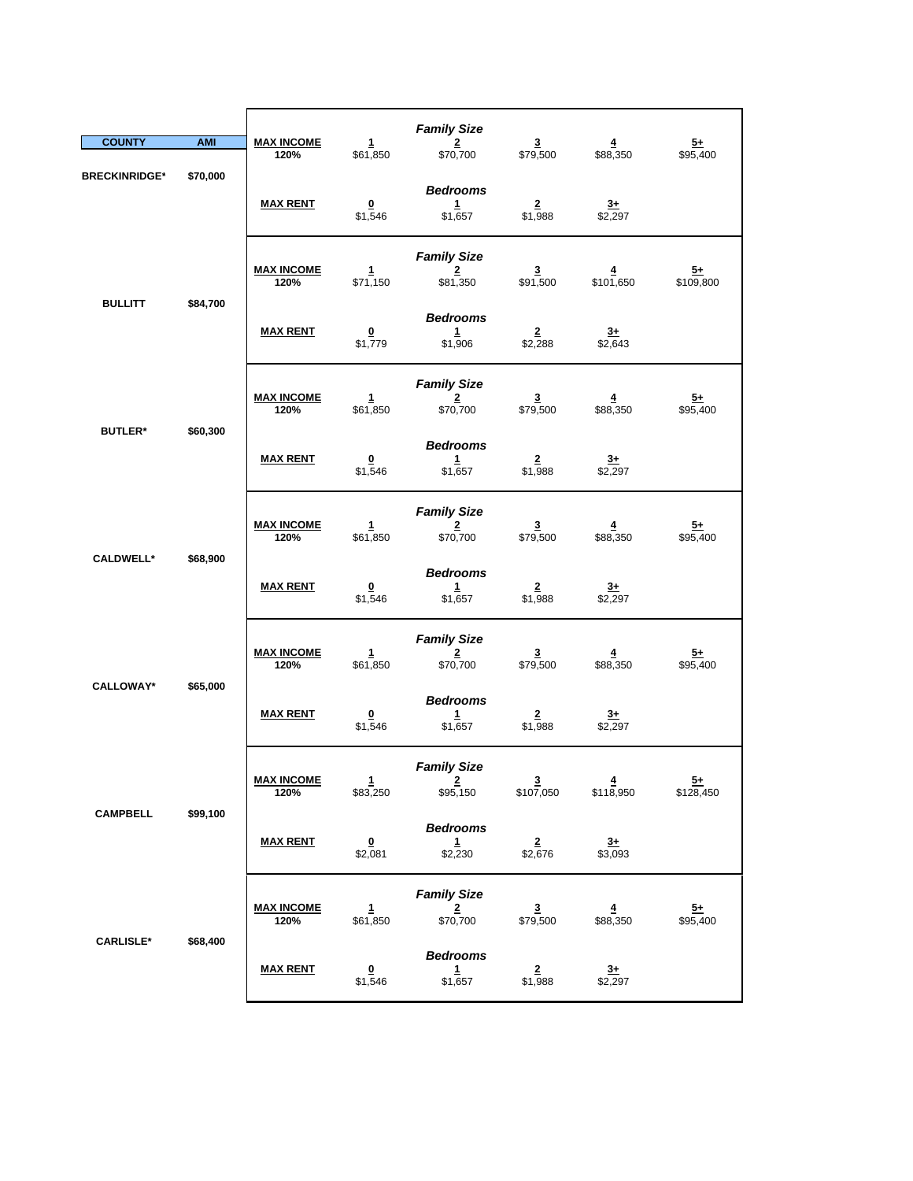| COUNTY | AMI | | | | | | |
|---|---|---|---|---|---|---|---|
| | | | ***Family Size*** | | | | |
| | | **MAX INCOME 120%** | **1** | **2** | **3** | **4** | **5+** |
| | | | $61,850 | $70,700 | $79,500 | $88,350 | $95,400 |
| **BRECKINRIDGE*** | **$70,000** | | ***Bedrooms*** | | | | |
| | | **MAX RENT** | **0** | **1** | **2** | **3+** | |
| | | | $1,546 | $1,657 | $1,988 | $2,297 | |
| | | | ***Family Size*** | | | | |
| | | **MAX INCOME 120%** | **1** | **2** | **3** | **4** | **5+** |
| | | | $71,150 | $81,350 | $91,500 | $101,650 | $109,800 |
| **BULLITT** | **$84,700** | | ***Bedrooms*** | | | | |
| | | **MAX RENT** | **0** | **1** | **2** | **3+** | |
| | | | $1,779 | $1,906 | $2,288 | $2,643 | |
| | | | ***Family Size*** | | | | |
| | | **MAX INCOME 120%** | **1** | **2** | **3** | **4** | **5+** |
| | | | $61,850 | $70,700 | $79,500 | $88,350 | $95,400 |
| **BUTLER*** | **$60,300** | | ***Bedrooms*** | | | | |
| | | **MAX RENT** | **0** | **1** | **2** | **3+** | |
| | | | $1,546 | $1,657 | $1,988 | $2,297 | |
| | | | ***Family Size*** | | | | |
| | | **MAX INCOME 120%** | **1** | **2** | **3** | **4** | **5+** |
| | | | $61,850 | $70,700 | $79,500 | $88,350 | $95,400 |
| **CALDWELL*** | **$68,900** | | ***Bedrooms*** | | | | |
| | | **MAX RENT** | **0** | **1** | **2** | **3+** | |
| | | | $1,546 | $1,657 | $1,988 | $2,297 | |
| | | | ***Family Size*** | | | | |
| | | **MAX INCOME 120%** | **1** | **2** | **3** | **4** | **5+** |
| | | | $61,850 | $70,700 | $79,500 | $88,350 | $95,400 |
| **CALLOWAY*** | **$65,000** | | ***Bedrooms*** | | | | |
| | | **MAX RENT** | **0** | **1** | **2** | **3+** | |
| | | | $1,546 | $1,657 | $1,988 | $2,297 | |
| | | | ***Family Size*** | | | | |
| | | **MAX INCOME 120%** | **1** | **2** | **3** | **4** | **5+** |
| | | | $83,250 | $95,150 | $107,050 | $118,950 | $128,450 |
| **CAMPBELL** | **$99,100** | | ***Bedrooms*** | | | | |
| | | **MAX RENT** | **0** | **1** | **2** | **3+** | |
| | | | $2,081 | $2,230 | $2,676 | $3,093 | |
| | | | ***Family Size*** | | | | |
| | | **MAX INCOME 120%** | **1** | **2** | **3** | **4** | **5+** |
| | | | $61,850 | $70,700 | $79,500 | $88,350 | $95,400 |
| **CARLISLE*** | **$68,400** | | ***Bedrooms*** | | | | |
| | | **MAX RENT** | **0** | **1** | **2** | **3+** | |
| | | | $1,546 | $1,657 | $1,988 | $2,297 | |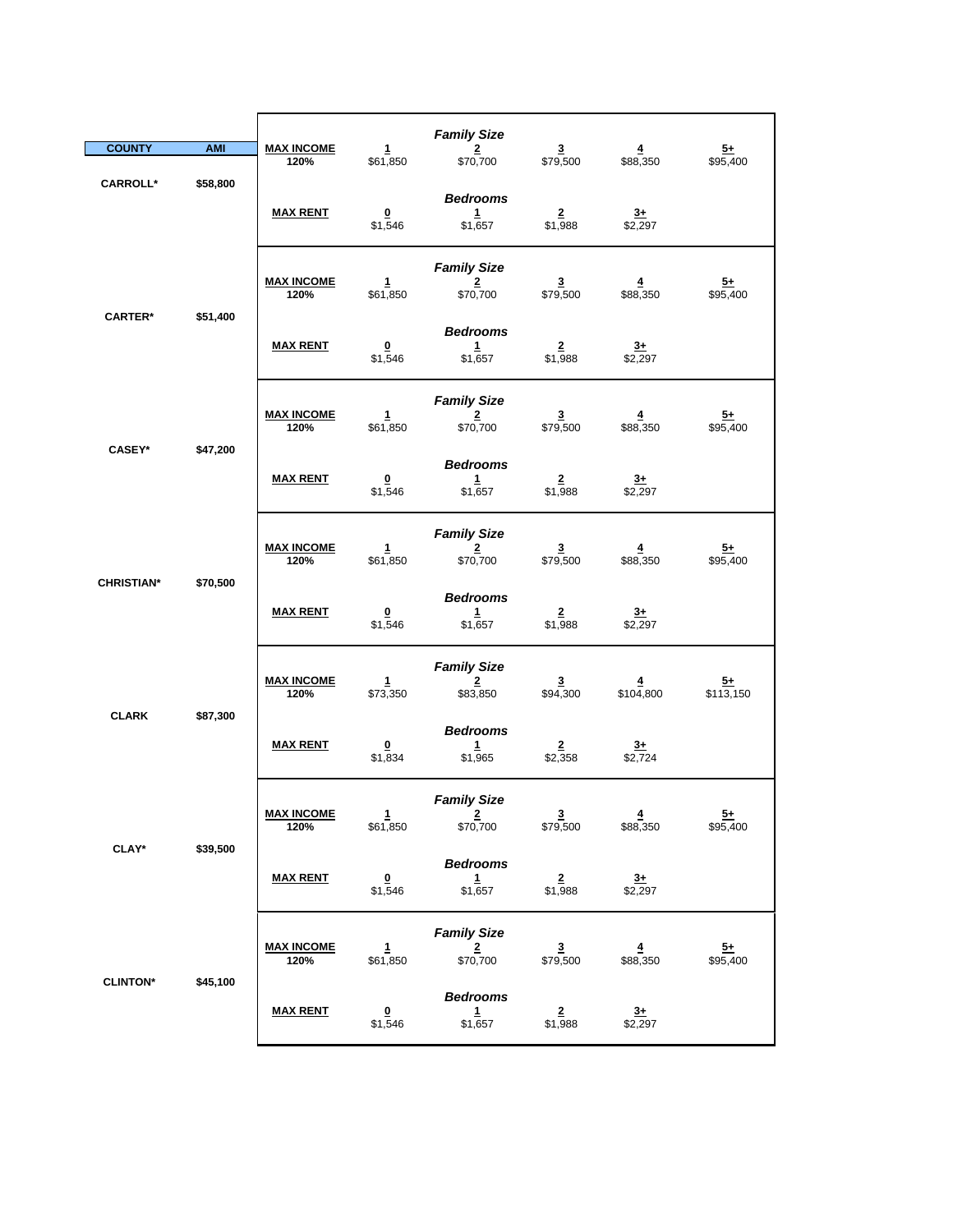| COUNTY | AMI | | | | | | |
|---|---|---|---|---|---|---|---|
| | | | | *Family Size* | | | |
| | | **MAX INCOME** 120% | **1** | **2** | **3** | **4** | **5+** |
| | | | $61,850 | $70,700 | $79,500 | $88,350 | $95,400 |
| **CARROLL*** | **$58,800** | | | *Bedrooms* | | | |
| | | **MAX RENT** | **0** | **1** | **2** | **3+** | |
| | | | $1,546 | $1,657 | $1,988 | $2,297 | |
| | | | | *Family Size* | | | |
| | | **MAX INCOME** 120% | **1** | **2** | **3** | **4** | **5+** |
| | | | $61,850 | $70,700 | $79,500 | $88,350 | $95,400 |
| **CARTER*** | **$51,400** | | | *Bedrooms* | | | |
| | | **MAX RENT** | **0** | **1** | **2** | **3+** | |
| | | | $1,546 | $1,657 | $1,988 | $2,297 | |
| | | | | *Family Size* | | | |
| | | **MAX INCOME** 120% | **1** | **2** | **3** | **4** | **5+** |
| | | | $61,850 | $70,700 | $79,500 | $88,350 | $95,400 |
| **CASEY*** | **$47,200** | | | *Bedrooms* | | | |
| | | **MAX RENT** | **0** | **1** | **2** | **3+** | |
| | | | $1,546 | $1,657 | $1,988 | $2,297 | |
| | | | | *Family Size* | | | |
| | | **MAX INCOME** 120% | **1** | **2** | **3** | **4** | **5+** |
| | | | $61,850 | $70,700 | $79,500 | $88,350 | $95,400 |
| **CHRISTIAN*** | **$70,500** | | | *Bedrooms* | | | |
| | | **MAX RENT** | **0** | **1** | **2** | **3+** | |
| | | | $1,546 | $1,657 | $1,988 | $2,297 | |
| | | | | *Family Size* | | | |
| | | **MAX INCOME** 120% | **1** | **2** | **3** | **4** | **5+** |
| | | | $73,350 | $83,850 | $94,300 | $104,800 | $113,150 |
| **CLARK** | **$87,300** | | | *Bedrooms* | | | |
| | | **MAX RENT** | **0** | **1** | **2** | **3+** | |
| | | | $1,834 | $1,965 | $2,358 | $2,724 | |
| | | | | *Family Size* | | | |
| | | **MAX INCOME** 120% | **1** | **2** | **3** | **4** | **5+** |
| | | | $61,850 | $70,700 | $79,500 | $88,350 | $95,400 |
| **CLAY*** | **$39,500** | | | *Bedrooms* | | | |
| | | **MAX RENT** | **0** | **1** | **2** | **3+** | |
| | | | $1,546 | $1,657 | $1,988 | $2,297 | |
| | | | | *Family Size* | | | |
| | | **MAX INCOME** 120% | **1** | **2** | **3** | **4** | **5+** |
| | | | $61,850 | $70,700 | $79,500 | $88,350 | $95,400 |
| **CLINTON*** | **$45,100** | | | *Bedrooms* | | | |
| | | **MAX RENT** | **0** | **1** | **2** | **3+** | |
| | | | $1,546 | $1,657 | $1,988 | $2,297 | |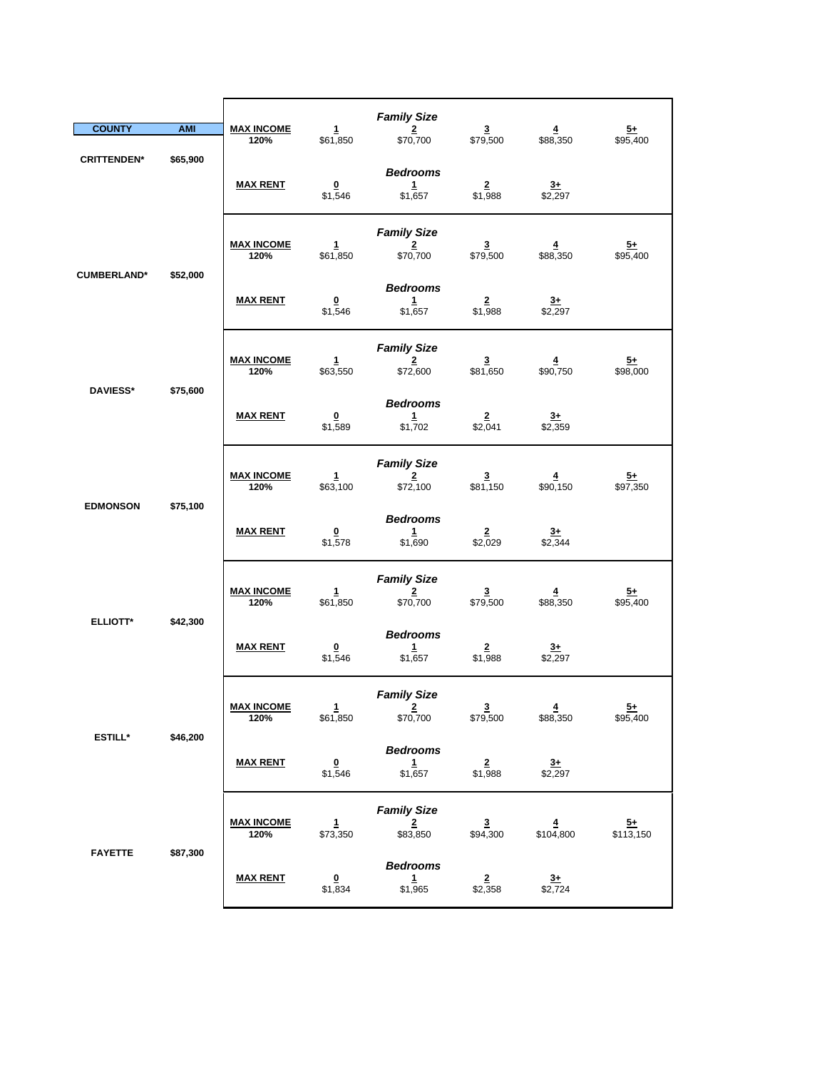| COUNTY | AMI | | | | | | |
|---|---|---|---|---|---|---|---|
| | | | | | *Family Size* | | |
| | | **MAX INCOME** 120% | 1 | 2 | 3 | 4 | 5+ |
| | | | $61,850 | $70,700 | $79,500 | $88,350 | $95,400 |
| **CRITTENDEN*** | **$65,900** | | | *Bedrooms* | | | |
| | | **MAX RENT** | 0 | 1 | 2 | 3+ | |
| | | | $1,546 | $1,657 | $1,988 | $2,297 | |
| | | | | *Family Size* | | | |
| | | **MAX INCOME** 120% | 1 | 2 | 3 | 4 | 5+ |
| | | | $61,850 | $70,700 | $79,500 | $88,350 | $95,400 |
| **CUMBERLAND*** | **$52,000** | | | *Bedrooms* | | | |
| | | **MAX RENT** | 0 | 1 | 2 | 3+ | |
| | | | $1,546 | $1,657 | $1,988 | $2,297 | |
| | | | | *Family Size* | | | |
| | | **MAX INCOME** 120% | 1 | 2 | 3 | 4 | 5+ |
| | | | $63,550 | $72,600 | $81,650 | $90,750 | $98,000 |
| **DAVIESS*** | **$75,600** | | | *Bedrooms* | | | |
| | | **MAX RENT** | 0 | 1 | 2 | 3+ | |
| | | | $1,589 | $1,702 | $2,041 | $2,359 | |
| | | | | *Family Size* | | | |
| | | **MAX INCOME** 120% | 1 | 2 | 3 | 4 | 5+ |
| | | | $63,100 | $72,100 | $81,150 | $90,150 | $97,350 |
| **EDMONSON** | **$75,100** | | | *Bedrooms* | | | |
| | | **MAX RENT** | 0 | 1 | 2 | 3+ | |
| | | | $1,578 | $1,690 | $2,029 | $2,344 | |
| | | | | *Family Size* | | | |
| | | **MAX INCOME** 120% | 1 | 2 | 3 | 4 | 5+ |
| | | | $61,850 | $70,700 | $79,500 | $88,350 | $95,400 |
| **ELLIOTT*** | **$42,300** | | | *Bedrooms* | | | |
| | | **MAX RENT** | 0 | 1 | 2 | 3+ | |
| | | | $1,546 | $1,657 | $1,988 | $2,297 | |
| | | | | *Family Size* | | | |
| | | **MAX INCOME** 120% | 1 | 2 | 3 | 4 | 5+ |
| | | | $61,850 | $70,700 | $79,500 | $88,350 | $95,400 |
| **ESTILL*** | **$46,200** | | | *Bedrooms* | | | |
| | | **MAX RENT** | 0 | 1 | 2 | 3+ | |
| | | | $1,546 | $1,657 | $1,988 | $2,297 | |
| | | | | *Family Size* | | | |
| | | **MAX INCOME** 120% | 1 | 2 | 3 | 4 | 5+ |
| | | | $73,350 | $83,850 | $94,300 | $104,800 | $113,150 |
| **FAYETTE** | **$87,300** | | | *Bedrooms* | | | |
| | | **MAX RENT** | 0 | 1 | 2 | 3+ | |
| | | | $1,834 | $1,965 | $2,358 | $2,724 | |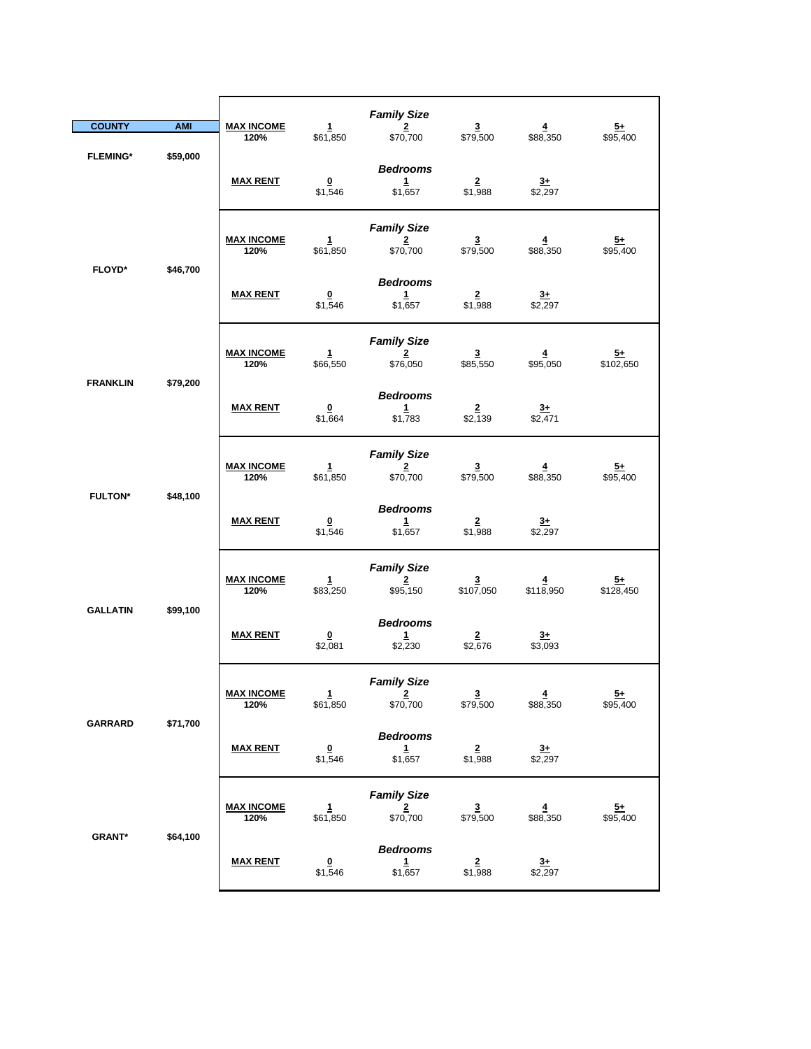| COUNTY | AMI | | | | | | |
|---|---|---|---|---|---|---|---|
| | | | | *Family Size* | | | |
| | | **MAX INCOME** 120% | **1** | **2** | **3** | **4** | **5+** |
| | | | $61,850 | $70,700 | $79,500 | $88,350 | $95,400 |
| **FLEMING*** | **$59,000** | | | *Bedrooms* | | | |
| | | **MAX RENT** | **0** | **1** | **2** | **3+** | |
| | | | $1,546 | $1,657 | $1,988 | $2,297 | |
| | | | | *Family Size* | | | |
| | | **MAX INCOME** 120% | **1** | **2** | **3** | **4** | **5+** |
| | | | $61,850 | $70,700 | $79,500 | $88,350 | $95,400 |
| **FLOYD*** | **$46,700** | | | *Bedrooms* | | | |
| | | **MAX RENT** | **0** | **1** | **2** | **3+** | |
| | | | $1,546 | $1,657 | $1,988 | $2,297 | |
| | | | | *Family Size* | | | |
| | | **MAX INCOME** 120% | **1** | **2** | **3** | **4** | **5+** |
| | | | $66,550 | $76,050 | $85,550 | $95,050 | $102,650 |
| **FRANKLIN** | **$79,200** | | | *Bedrooms* | | | |
| | | **MAX RENT** | **0** | **1** | **2** | **3+** | |
| | | | $1,664 | $1,783 | $2,139 | $2,471 | |
| | | | | *Family Size* | | | |
| | | **MAX INCOME** 120% | **1** | **2** | **3** | **4** | **5+** |
| | | | $61,850 | $70,700 | $79,500 | $88,350 | $95,400 |
| **FULTON*** | **$48,100** | | | *Bedrooms* | | | |
| | | **MAX RENT** | **0** | **1** | **2** | **3+** | |
| | | | $1,546 | $1,657 | $1,988 | $2,297 | |
| | | | | *Family Size* | | | |
| | | **MAX INCOME** 120% | **1** | **2** | **3** | **4** | **5+** |
| | | | $83,250 | $95,150 | $107,050 | $118,950 | $128,450 |
| **GALLATIN** | **$99,100** | | | *Bedrooms* | | | |
| | | **MAX RENT** | **0** | **1** | **2** | **3+** | |
| | | | $2,081 | $2,230 | $2,676 | $3,093 | |
| | | | | *Family Size* | | | |
| | | **MAX INCOME** 120% | **1** | **2** | **3** | **4** | **5+** |
| | | | $61,850 | $70,700 | $79,500 | $88,350 | $95,400 |
| **GARRARD** | **$71,700** | | | *Bedrooms* | | | |
| | | **MAX RENT** | **0** | **1** | **2** | **3+** | |
| | | | $1,546 | $1,657 | $1,988 | $2,297 | |
| | | | | *Family Size* | | | |
| | | **MAX INCOME** 120% | **1** | **2** | **3** | **4** | **5+** |
| | | | $61,850 | $70,700 | $79,500 | $88,350 | $95,400 |
| **GRANT*** | **$64,100** | | | *Bedrooms* | | | |
| | | **MAX RENT** | **0** | **1** | **2** | **3+** | |
| | | | $1,546 | $1,657 | $1,988 | $2,297 | |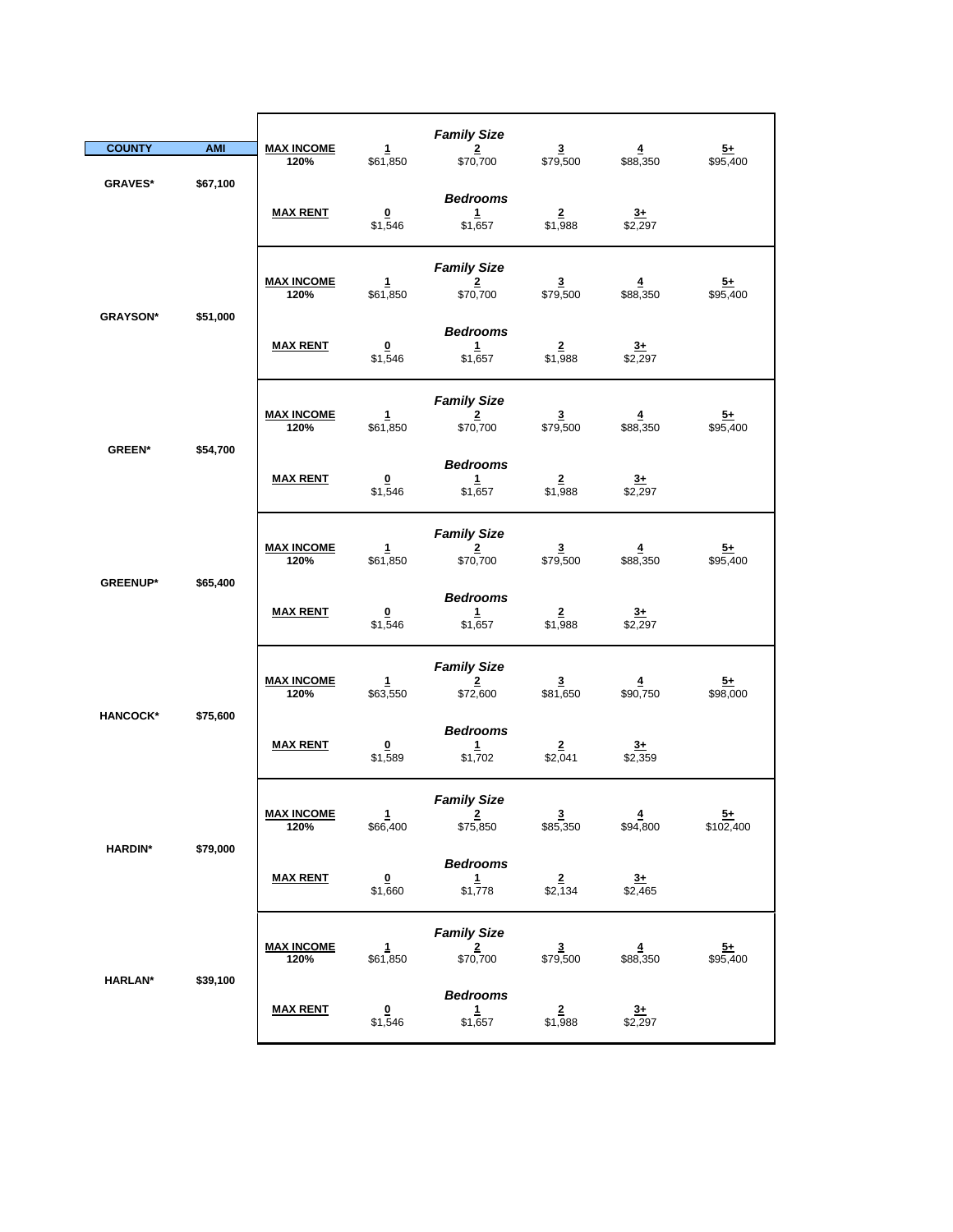| COUNTY | AMI | | | | | | |
|---|---|---|---|---|---|---|---|
| | | | | ***Family Size*** | | | |
| | | **MAX INCOME** 120% | **1** | **2** | **3** | **4** | **5+** |
| | | | $61,850 | $70,700 | $79,500 | $88,350 | $95,400 |
| GRAVES* | $67,100 | | | ***Bedrooms*** | | | |
| | | **MAX RENT** | **0** | **1** | **2** | **3+** | |
| | | | $1,546 | $1,657 | $1,988 | $2,297 | |
| | | | | ***Family Size*** | | | |
| | | **MAX INCOME** 120% | **1** | **2** | **3** | **4** | **5+** |
| | | | $61,850 | $70,700 | $79,500 | $88,350 | $95,400 |
| GRAYSON* | $51,000 | | | ***Bedrooms*** | | | |
| | | **MAX RENT** | **0** | **1** | **2** | **3+** | |
| | | | $1,546 | $1,657 | $1,988 | $2,297 | |
| | | | | ***Family Size*** | | | |
| | | **MAX INCOME** 120% | **1** | **2** | **3** | **4** | **5+** |
| | | | $61,850 | $70,700 | $79,500 | $88,350 | $95,400 |
| GREEN* | $54,700 | | | ***Bedrooms*** | | | |
| | | **MAX RENT** | **0** | **1** | **2** | **3+** | |
| | | | $1,546 | $1,657 | $1,988 | $2,297 | |
| | | | | ***Family Size*** | | | |
| | | **MAX INCOME** 120% | **1** | **2** | **3** | **4** | **5+** |
| | | | $61,850 | $70,700 | $79,500 | $88,350 | $95,400 |
| GREENUP* | $65,400 | | | ***Bedrooms*** | | | |
| | | **MAX RENT** | **0** | **1** | **2** | **3+** | |
| | | | $1,546 | $1,657 | $1,988 | $2,297 | |
| | | | | ***Family Size*** | | | |
| | | **MAX INCOME** 120% | **1** | **2** | **3** | **4** | **5+** |
| | | | $63,550 | $72,600 | $81,650 | $90,750 | $98,000 |
| HANCOCK* | $75,600 | | | ***Bedrooms*** | | | |
| | | **MAX RENT** | **0** | **1** | **2** | **3+** | |
| | | | $1,589 | $1,702 | $2,041 | $2,359 | |
| | | | | ***Family Size*** | | | |
| | | **MAX INCOME** 120% | **1** | **2** | **3** | **4** | **5+** |
| | | | $66,400 | $75,850 | $85,350 | $94,800 | $102,400 |
| HARDIN* | $79,000 | | | ***Bedrooms*** | | | |
| | | **MAX RENT** | **0** | **1** | **2** | **3+** | |
| | | | $1,660 | $1,778 | $2,134 | $2,465 | |
| | | | | ***Family Size*** | | | |
| | | **MAX INCOME** 120% | **1** | **2** | **3** | **4** | **5+** |
| | | | $61,850 | $70,700 | $79,500 | $88,350 | $95,400 |
| HARLAN* | $39,100 | | | ***Bedrooms*** | | | |
| | | **MAX RENT** | **0** | **1** | **2** | **3+** | |
| | | | $1,546 | $1,657 | $1,988 | $2,297 | |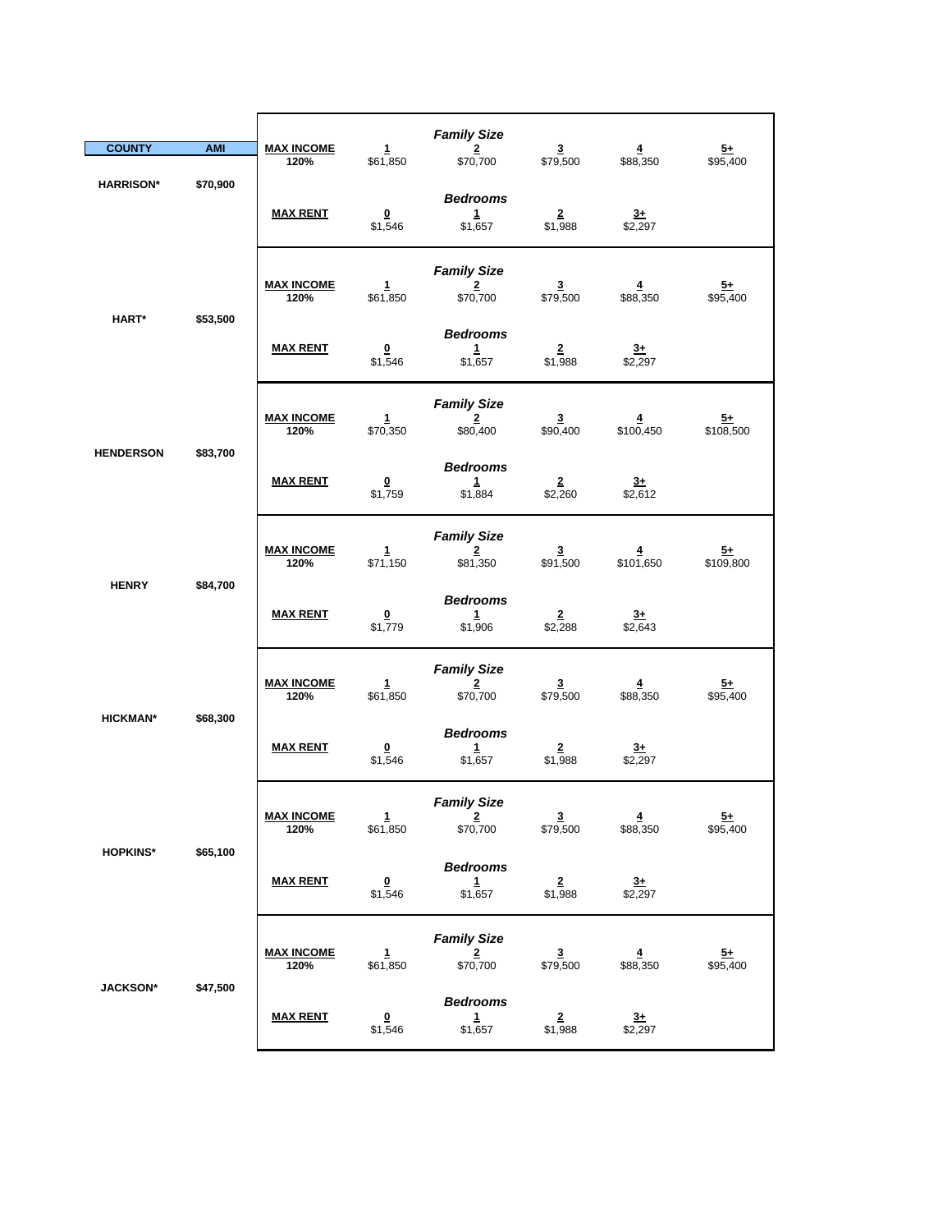| COUNTY | AMI | MAX INCOME 120% | Family Size 1 | 2 | 3 | 4 | 5+ |
|---|---|---|---|---|---|---|---|
| HARRISON* | $70,900 | MAX INCOME 120% | $61,850 | $70,700 | $79,500 | $88,350 | $95,400 |
| | | **MAX RENT** | **Bedrooms** 0 | 1 | 2 | 3+ | |
| | | | $1,546 | $1,657 | $1,988 | $2,297 | |
| HART* | $53,500 | MAX INCOME 120% | $61,850 | $70,700 | $79,500 | $88,350 | $95,400 |
| | | **MAX RENT** | **Bedrooms** 0 | 1 | 2 | 3+ | |
| | | | $1,546 | $1,657 | $1,988 | $2,297 | |
| HENDERSON | $83,700 | MAX INCOME 120% | $70,350 | $80,400 | $90,400 | $100,450 | $108,500 |
| | | **MAX RENT** | **Bedrooms** 0 | 1 | 2 | 3+ | |
| | | | $1,759 | $1,884 | $2,260 | $2,612 | |
| HENRY | $84,700 | MAX INCOME 120% | $71,150 | $81,350 | $91,500 | $101,650 | $109,800 |
| | | **MAX RENT** | **Bedrooms** 0 | 1 | 2 | 3+ | |
| | | | $1,779 | $1,906 | $2,288 | $2,643 | |
| HICKMAN* | $68,300 | MAX INCOME 120% | $61,850 | $70,700 | $79,500 | $88,350 | $95,400 |
| | | **MAX RENT** | **Bedrooms** 0 | 1 | 2 | 3+ | |
| | | | $1,546 | $1,657 | $1,988 | $2,297 | |
| HOPKINS* | $65,100 | MAX INCOME 120% | $61,850 | $70,700 | $79,500 | $88,350 | $95,400 |
| | | **MAX RENT** | **Bedrooms** 0 | 1 | 2 | 3+ | |
| | | | $1,546 | $1,657 | $1,988 | $2,297 | |
| JACKSON* | $47,500 | MAX INCOME 120% | $61,850 | $70,700 | $79,500 | $88,350 | $95,400 |
| | | **MAX RENT** | **Bedrooms** 0 | 1 | 2 | 3+ | |
| | | | $1,546 | $1,657 | $1,988 | $2,297 | |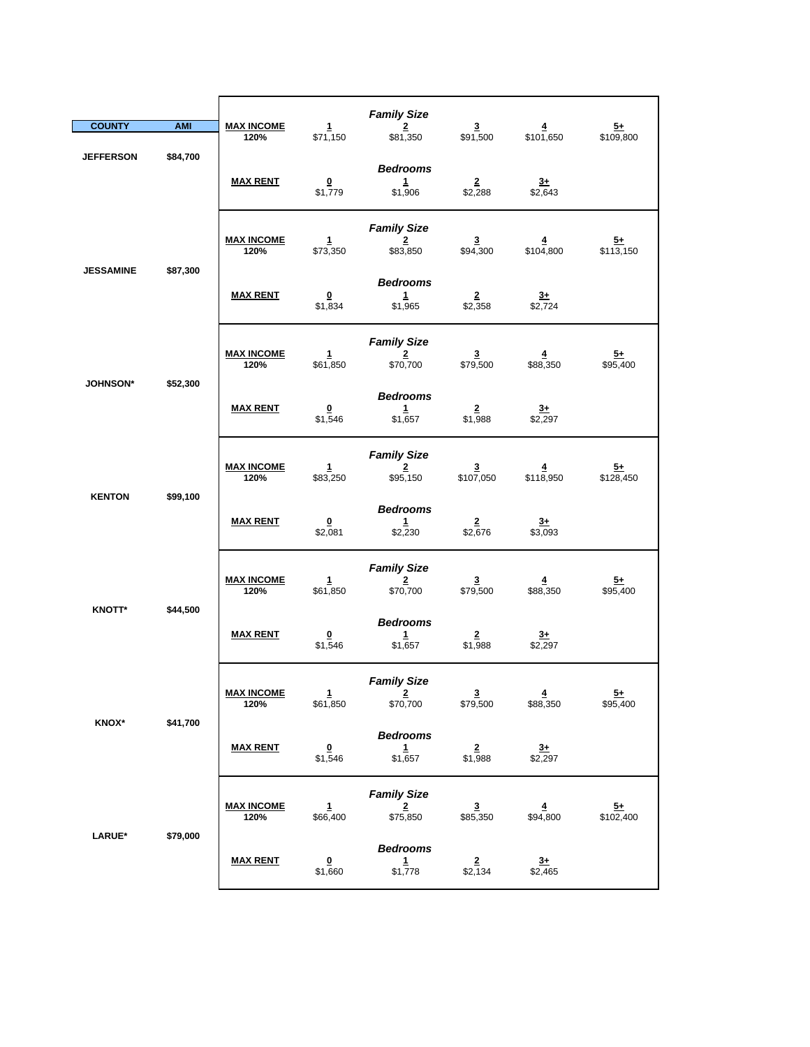| COUNTY | AMI | | | | | | |
|---|---|---|---|---|---|---|---|
| | | | | | ***Family Size*** | | |
| | | **MAX INCOME 120%** | **1** | **2** | **3** | **4** | **5+** |
| | | | $71,150 | $81,350 | $91,500 | $101,650 | $109,800 |
| **JEFFERSON** | **$84,700** | | | ***Bedrooms*** | | | |
| | | **MAX RENT** | **0** | **1** | **2** | **3+** | |
| | | | $1,779 | $1,906 | $2,288 | $2,643 | |
| | | | | ***Family Size*** | | | |
| | | **MAX INCOME 120%** | **1** | **2** | **3** | **4** | **5+** |
| | | | $73,350 | $83,850 | $94,300 | $104,800 | $113,150 |
| **JESSAMINE** | **$87,300** | | | ***Bedrooms*** | | | |
| | | **MAX RENT** | **0** | **1** | **2** | **3+** | |
| | | | $1,834 | $1,965 | $2,358 | $2,724 | |
| | | | | ***Family Size*** | | | |
| | | **MAX INCOME 120%** | **1** | **2** | **3** | **4** | **5+** |
| | | | $61,850 | $70,700 | $79,500 | $88,350 | $95,400 |
| **JOHNSON*** | **$52,300** | | | ***Bedrooms*** | | | |
| | | **MAX RENT** | **0** | **1** | **2** | **3+** | |
| | | | $1,546 | $1,657 | $1,988 | $2,297 | |
| | | | | ***Family Size*** | | | |
| | | **MAX INCOME 120%** | **1** | **2** | **3** | **4** | **5+** |
| | | | $83,250 | $95,150 | $107,050 | $118,950 | $128,450 |
| **KENTON** | **$99,100** | | | ***Bedrooms*** | | | |
| | | **MAX RENT** | **0** | **1** | **2** | **3+** | |
| | | | $2,081 | $2,230 | $2,676 | $3,093 | |
| | | | | ***Family Size*** | | | |
| | | **MAX INCOME 120%** | **1** | **2** | **3** | **4** | **5+** |
| | | | $61,850 | $70,700 | $79,500 | $88,350 | $95,400 |
| **KNOTT*** | **$44,500** | | | ***Bedrooms*** | | | |
| | | **MAX RENT** | **0** | **1** | **2** | **3+** | |
| | | | $1,546 | $1,657 | $1,988 | $2,297 | |
| | | | | ***Family Size*** | | | |
| | | **MAX INCOME 120%** | **1** | **2** | **3** | **4** | **5+** |
| | | | $61,850 | $70,700 | $79,500 | $88,350 | $95,400 |
| **KNOX*** | **$41,700** | | | ***Bedrooms*** | | | |
| | | **MAX RENT** | **0** | **1** | **2** | **3+** | |
| | | | $1,546 | $1,657 | $1,988 | $2,297 | |
| | | | | ***Family Size*** | | | |
| | | **MAX INCOME 120%** | **1** | **2** | **3** | **4** | **5+** |
| | | | $66,400 | $75,850 | $85,350 | $94,800 | $102,400 |
| **LARUE*** | **$79,000** | | | ***Bedrooms*** | | | |
| | | **MAX RENT** | **0** | **1** | **2** | **3+** | |
| | | | $1,660 | $1,778 | $2,134 | $2,465 | |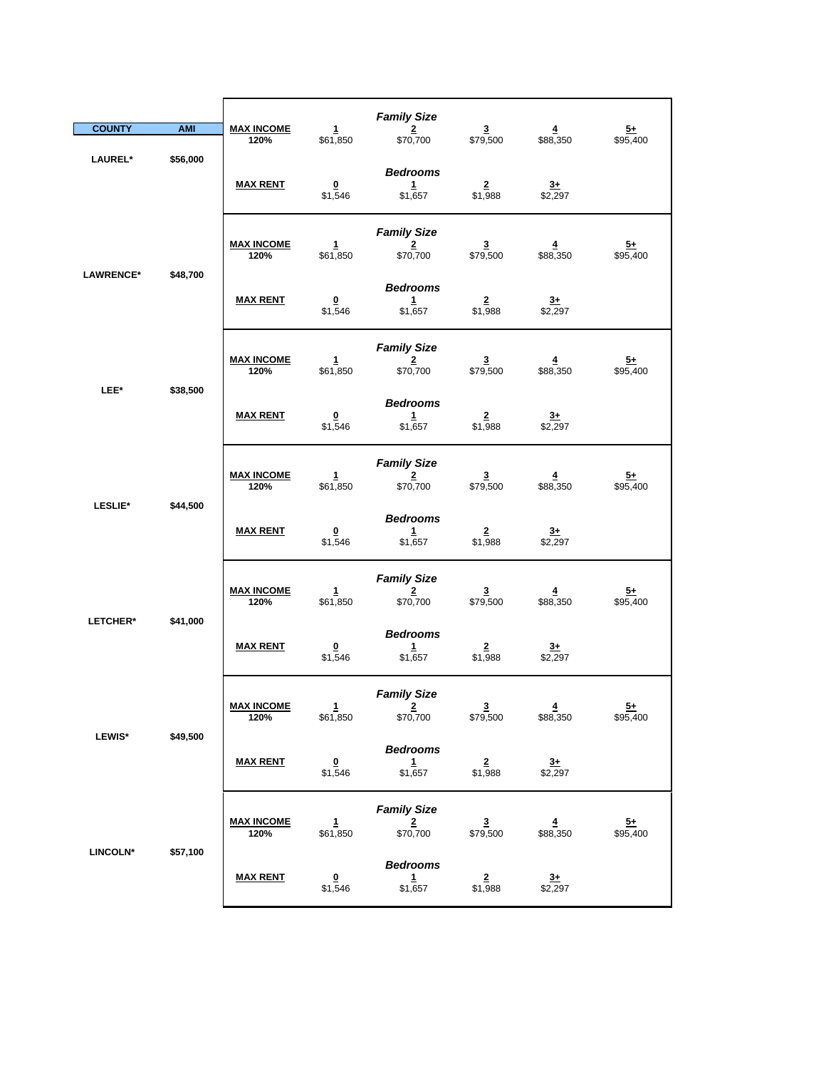| COUNTY | AMI | | | | | | |
|---|---|---|---|---|---|---|---|
| | | | | ***Family Size*** | | | |
| | | **MAX INCOME** | 1 | 2 | 3 | 4 | 5+ |
| | | **120%** | $61,850 | $70,700 | $79,500 | $88,350 | $95,400 |
| **LAUREL*** | **$56,000** | | | | | | |
| | | | | ***Bedrooms*** | | | |
| | | **MAX RENT** | 0 | 1 | 2 | 3+ | |
| | | | $1,546 | $1,657 | $1,988 | $2,297 | |
| | | | | ***Family Size*** | | | |
| | | **MAX INCOME** | 1 | 2 | 3 | 4 | 5+ |
| | | **120%** | $61,850 | $70,700 | $79,500 | $88,350 | $95,400 |
| **LAWRENCE*** | **$48,700** | | | | | | |
| | | | | ***Bedrooms*** | | | |
| | | **MAX RENT** | 0 | 1 | 2 | 3+ | |
| | | | $1,546 | $1,657 | $1,988 | $2,297 | |
| | | | | ***Family Size*** | | | |
| | | **MAX INCOME** | 1 | 2 | 3 | 4 | 5+ |
| | | **120%** | $61,850 | $70,700 | $79,500 | $88,350 | $95,400 |
| **LEE*** | **$38,500** | | | | | | |
| | | | | ***Bedrooms*** | | | |
| | | **MAX RENT** | 0 | 1 | 2 | 3+ | |
| | | | $1,546 | $1,657 | $1,988 | $2,297 | |
| | | | | ***Family Size*** | | | |
| | | **MAX INCOME** | 1 | 2 | 3 | 4 | 5+ |
| | | **120%** | $61,850 | $70,700 | $79,500 | $88,350 | $95,400 |
| **LESLIE*** | **$44,500** | | | | | | |
| | | | | ***Bedrooms*** | | | |
| | | **MAX RENT** | 0 | 1 | 2 | 3+ | |
| | | | $1,546 | $1,657 | $1,988 | $2,297 | |
| | | | | ***Family Size*** | | | |
| | | **MAX INCOME** | 1 | 2 | 3 | 4 | 5+ |
| | | **120%** | $61,850 | $70,700 | $79,500 | $88,350 | $95,400 |
| **LETCHER*** | **$41,000** | | | | | | |
| | | | | ***Bedrooms*** | | | |
| | | **MAX RENT** | 0 | 1 | 2 | 3+ | |
| | | | $1,546 | $1,657 | $1,988 | $2,297 | |
| | | | | ***Family Size*** | | | |
| | | **MAX INCOME** | 1 | 2 | 3 | 4 | 5+ |
| | | **120%** | $61,850 | $70,700 | $79,500 | $88,350 | $95,400 |
| **LEWIS*** | **$49,500** | | | | | | |
| | | | | ***Bedrooms*** | | | |
| | | **MAX RENT** | 0 | 1 | 2 | 3+ | |
| | | | $1,546 | $1,657 | $1,988 | $2,297 | |
| | | | | ***Family Size*** | | | |
| | | **MAX INCOME** | 1 | 2 | 3 | 4 | 5+ |
| | | **120%** | $61,850 | $70,700 | $79,500 | $88,350 | $95,400 |
| **LINCOLN*** | **$57,100** | | | | | | |
| | | | | ***Bedrooms*** | | | |
| | | **MAX RENT** | 0 | 1 | 2 | 3+ | |
| | | | $1,546 | $1,657 | $1,988 | $2,297 | |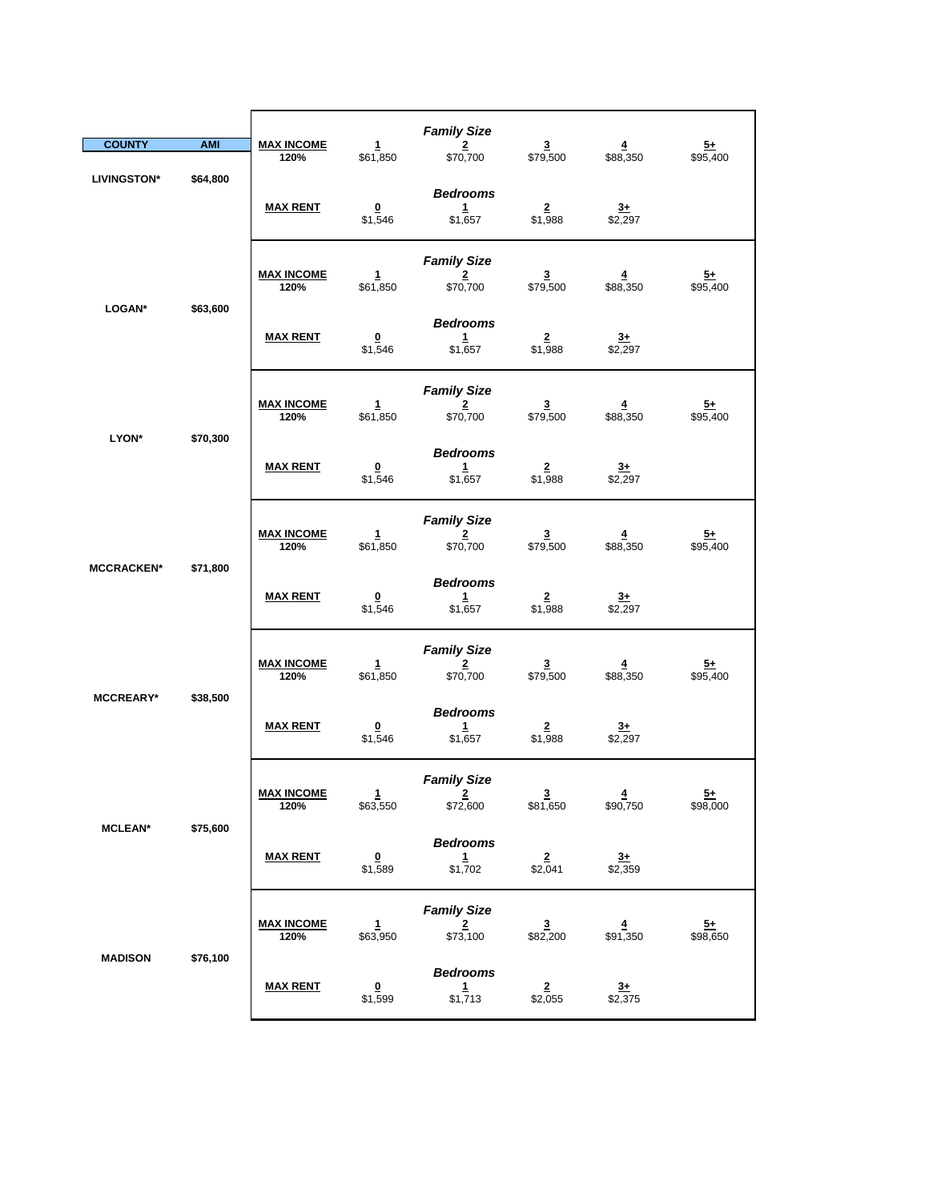| COUNTY | AMI | | | | | | |
|---|---|---|---|---|---|---|---|
| | | | | ***Family Size*** | | | |
| | | **MAX INCOME** 120% | 1 | 2 | 3 | 4 | 5+ |
| **LIVINGSTON*** | **$64,800** | | $61,850 | $70,700 | $79,500 | $88,350 | $95,400 |
| | | | | ***Bedrooms*** | | | |
| | | **MAX RENT** | 0 | 1 | 2 | 3+ | |
| | | | $1,546 | $1,657 | $1,988 | $2,297 | |
| | | | | ***Family Size*** | | | |
| | | **MAX INCOME** 120% | 1 | 2 | 3 | 4 | 5+ |
| **LOGAN*** | **$63,600** | | $61,850 | $70,700 | $79,500 | $88,350 | $95,400 |
| | | | | ***Bedrooms*** | | | |
| | | **MAX RENT** | 0 | 1 | 2 | 3+ | |
| | | | $1,546 | $1,657 | $1,988 | $2,297 | |
| | | | | ***Family Size*** | | | |
| | | **MAX INCOME** 120% | 1 | 2 | 3 | 4 | 5+ |
| **LYON*** | **$70,300** | | $61,850 | $70,700 | $79,500 | $88,350 | $95,400 |
| | | | | ***Bedrooms*** | | | |
| | | **MAX RENT** | 0 | 1 | 2 | 3+ | |
| | | | $1,546 | $1,657 | $1,988 | $2,297 | |
| | | | | ***Family Size*** | | | |
| | | **MAX INCOME** 120% | 1 | 2 | 3 | 4 | 5+ |
| **MCCRACKEN*** | **$71,800** | | $61,850 | $70,700 | $79,500 | $88,350 | $95,400 |
| | | | | ***Bedrooms*** | | | |
| | | **MAX RENT** | 0 | 1 | 2 | 3+ | |
| | | | $1,546 | $1,657 | $1,988 | $2,297 | |
| | | | | ***Family Size*** | | | |
| | | **MAX INCOME** 120% | 1 | 2 | 3 | 4 | 5+ |
| **MCCREARY*** | **$38,500** | | $61,850 | $70,700 | $79,500 | $88,350 | $95,400 |
| | | | | ***Bedrooms*** | | | |
| | | **MAX RENT** | 0 | 1 | 2 | 3+ | |
| | | | $1,546 | $1,657 | $1,988 | $2,297 | |
| | | | | ***Family Size*** | | | |
| | | **MAX INCOME** 120% | 1 | 2 | 3 | 4 | 5+ |
| **MCLEAN*** | **$75,600** | | $63,550 | $72,600 | $81,650 | $90,750 | $98,000 |
| | | | | ***Bedrooms*** | | | |
| | | **MAX RENT** | 0 | 1 | 2 | 3+ | |
| | | | $1,589 | $1,702 | $2,041 | $2,359 | |
| | | | | ***Family Size*** | | | |
| | | **MAX INCOME** 120% | 1 | 2 | 3 | 4 | 5+ |
| **MADISON** | **$76,100** | | $63,950 | $73,100 | $82,200 | $91,350 | $98,650 |
| | | | | ***Bedrooms*** | | | |
| | | **MAX RENT** | 0 | 1 | 2 | 3+ | |
| | | | $1,599 | $1,713 | $2,055 | $2,375 | |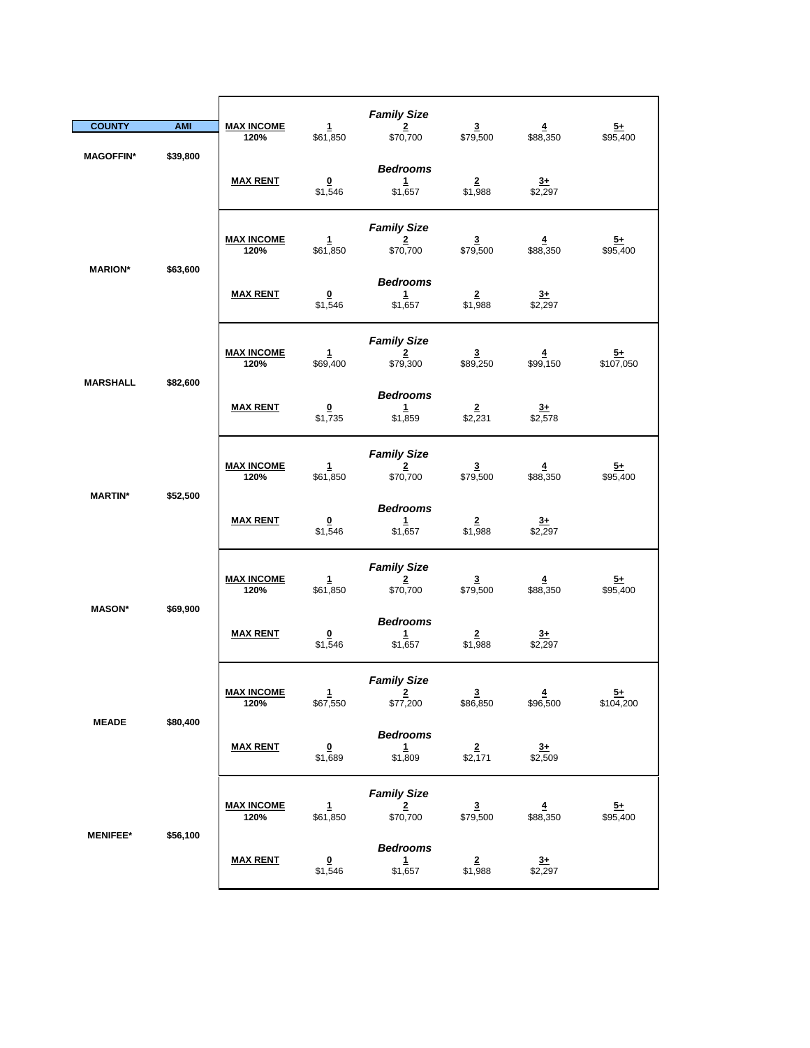| COUNTY | AMI | MAX INCOME 120% | 1 | 2 | 3 | 4 | 5+ |
|---|---|---|---|---|---|---|---|
| | | | | *Family Size* | | | |
| MAGOFFIN* | $39,800 | MAX INCOME 120% | $61,850 | $70,700 | $79,500 | $88,350 | $95,400 |
| | | | | *Bedrooms* | | | |
| | | MAX RENT | **0** | **1** | **2** | **3+** | |
| | | | $1,546 | $1,657 | $1,988 | $2,297 | |
| | | | | *Family Size* | | | |
| | | MAX INCOME 120% | **1** | **2** | **3** | **4** | **5+** |
| MARION* | $63,600 | | $61,850 | $70,700 | $79,500 | $88,350 | $95,400 |
| | | | | *Bedrooms* | | | |
| | | MAX RENT | **0** | **1** | **2** | **3+** | |
| | | | $1,546 | $1,657 | $1,988 | $2,297 | |
| | | | | *Family Size* | | | |
| | | MAX INCOME 120% | **1** | **2** | **3** | **4** | **5+** |
| MARSHALL | $82,600 | | $69,400 | $79,300 | $89,250 | $99,150 | $107,050 |
| | | | | *Bedrooms* | | | |
| | | MAX RENT | **0** | **1** | **2** | **3+** | |
| | | | $1,735 | $1,859 | $2,231 | $2,578 | |
| | | | | *Family Size* | | | |
| | | MAX INCOME 120% | **1** | **2** | **3** | **4** | **5+** |
| MARTIN* | $52,500 | | $61,850 | $70,700 | $79,500 | $88,350 | $95,400 |
| | | | | *Bedrooms* | | | |
| | | MAX RENT | **0** | **1** | **2** | **3+** | |
| | | | $1,546 | $1,657 | $1,988 | $2,297 | |
| | | | | *Family Size* | | | |
| | | MAX INCOME 120% | **1** | **2** | **3** | **4** | **5+** |
| MASON* | $69,900 | | $61,850 | $70,700 | $79,500 | $88,350 | $95,400 |
| | | | | *Bedrooms* | | | |
| | | MAX RENT | **0** | **1** | **2** | **3+** | |
| | | | $1,546 | $1,657 | $1,988 | $2,297 | |
| | | | | *Family Size* | | | |
| | | MAX INCOME 120% | **1** | **2** | **3** | **4** | **5+** |
| MEADE | $80,400 | | $67,550 | $77,200 | $86,850 | $96,500 | $104,200 |
| | | | | *Bedrooms* | | | |
| | | MAX RENT | **0** | **1** | **2** | **3+** | |
| | | | $1,689 | $1,809 | $2,171 | $2,509 | |
| | | | | *Family Size* | | | |
| | | MAX INCOME 120% | **1** | **2** | **3** | **4** | **5+** |
| MENIFEE* | $56,100 | | $61,850 | $70,700 | $79,500 | $88,350 | $95,400 |
| | | | | *Bedrooms* | | | |
| | | MAX RENT | **0** | **1** | **2** | **3+** | |
| | | | $1,546 | $1,657 | $1,988 | $2,297 | |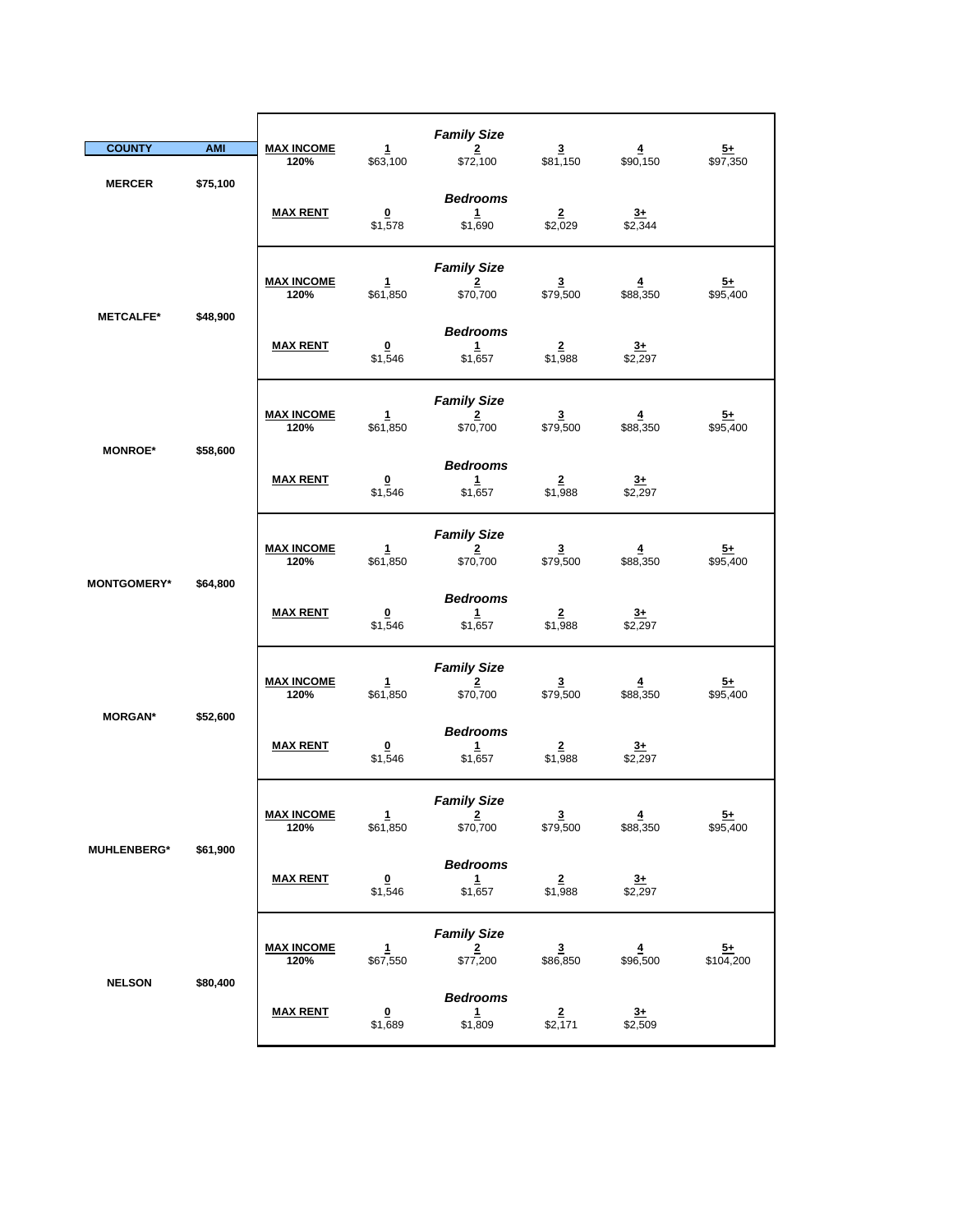| COUNTY | AMI | MAX INCOME 120% | Family Size 1 | Family Size 2 | Family Size 3 | Family Size 4 | Family Size 5+ |
|---|---|---|---|---|---|---|---|
| MERCER | $75,100 | MAX INCOME 120% | $63,100 | $72,100 | $81,150 | $90,150 | $97,350 |
| | | **MAX RENT** | **Bedrooms 0** | **1** | **2** | **3+** | |
| | | | $1,578 | $1,690 | $2,029 | $2,344 | |
| METCALFE* | $48,900 | MAX INCOME 120% | $61,850 | $70,700 | $79,500 | $88,350 | $95,400 |
| | | **MAX RENT** | **Bedrooms 0** | **1** | **2** | **3+** | |
| | | | $1,546 | $1,657 | $1,988 | $2,297 | |
| MONROE* | $58,600 | MAX INCOME 120% | $61,850 | $70,700 | $79,500 | $88,350 | $95,400 |
| | | **MAX RENT** | **Bedrooms 0** | **1** | **2** | **3+** | |
| | | | $1,546 | $1,657 | $1,988 | $2,297 | |
| MONTGOMERY* | $64,800 | MAX INCOME 120% | $61,850 | $70,700 | $79,500 | $88,350 | $95,400 |
| | | **MAX RENT** | **Bedrooms 0** | **1** | **2** | **3+** | |
| | | | $1,546 | $1,657 | $1,988 | $2,297 | |
| MORGAN* | $52,600 | MAX INCOME 120% | $61,850 | $70,700 | $79,500 | $88,350 | $95,400 |
| | | **MAX RENT** | **Bedrooms 0** | **1** | **2** | **3+** | |
| | | | $1,546 | $1,657 | $1,988 | $2,297 | |
| MUHLENBERG* | $61,900 | MAX INCOME 120% | $61,850 | $70,700 | $79,500 | $88,350 | $95,400 |
| | | **MAX RENT** | **Bedrooms 0** | **1** | **2** | **3+** | |
| | | | $1,546 | $1,657 | $1,988 | $2,297 | |
| NELSON | $80,400 | MAX INCOME 120% | $67,550 | $77,200 | $86,850 | $96,500 | $104,200 |
| | | **MAX RENT** | **Bedrooms 0** | **1** | **2** | **3+** | |
| | | | $1,689 | $1,809 | $2,171 | $2,509 | |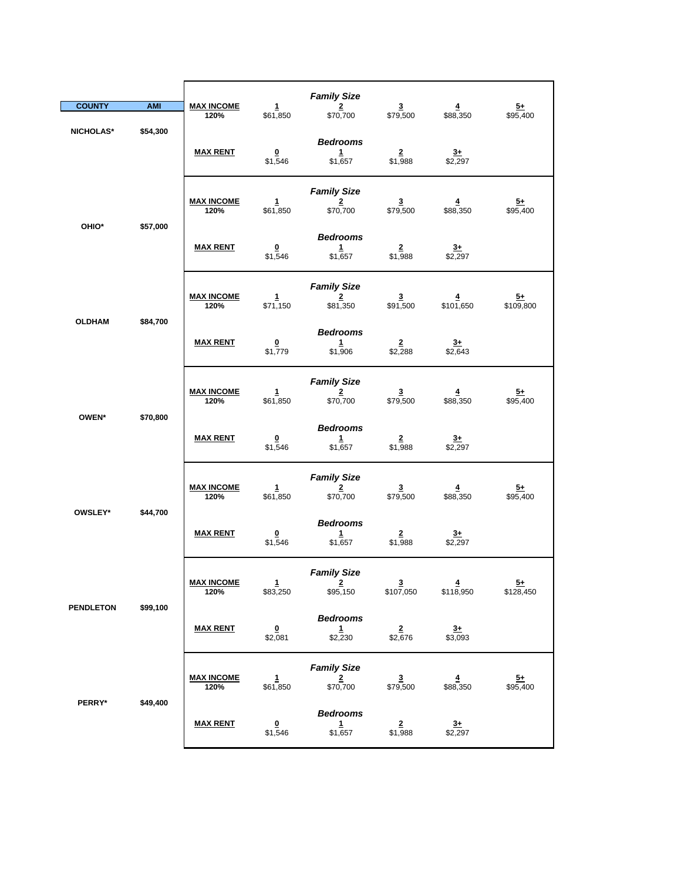| COUNTY | AMI | MAX INCOME 120% | 1 | 2 | 3 | 4 | 5+ |
|---|---|---|---|---|---|---|---|
| | | | *Family Size* | | | | |
| NICHOLAS* | $54,300 | MAX INCOME 120% | $61,850 | $70,700 | $79,500 | $88,350 | $95,400 |
| | | | *Bedrooms* | | | | |
| | | MAX RENT | 0: $1,546 | 1: $1,657 | 2: $1,988 | 3+: $2,297 | |
| OHIO* | $57,000 | MAX INCOME 120% | $61,850 | $70,700 | $79,500 | $88,350 | $95,400 |
| | | MAX RENT | 0: $1,546 | 1: $1,657 | 2: $1,988 | 3+: $2,297 | |
| OLDHAM | $84,700 | MAX INCOME 120% | $71,150 | $81,350 | $91,500 | $101,650 | $109,800 |
| | | MAX RENT | 0: $1,779 | 1: $1,906 | 2: $2,288 | 3+: $2,643 | |
| OWEN* | $70,800 | MAX INCOME 120% | $61,850 | $70,700 | $79,500 | $88,350 | $95,400 |
| | | MAX RENT | 0: $1,546 | 1: $1,657 | 2: $1,988 | 3+: $2,297 | |
| OWSLEY* | $44,700 | MAX INCOME 120% | $61,850 | $70,700 | $79,500 | $88,350 | $95,400 |
| | | MAX RENT | 0: $1,546 | 1: $1,657 | 2: $1,988 | 3+: $2,297 | |
| PENDLETON | $99,100 | MAX INCOME 120% | $83,250 | $95,150 | $107,050 | $118,950 | $128,450 |
| | | MAX RENT | 0: $2,081 | 1: $2,230 | 2: $2,676 | 3+: $3,093 | |
| PERRY* | $49,400 | MAX INCOME 120% | $61,850 | $70,700 | $79,500 | $88,350 | $95,400 |
| | | MAX RENT | 0: $1,546 | 1: $1,657 | 2: $1,988 | 3+: $2,297 | |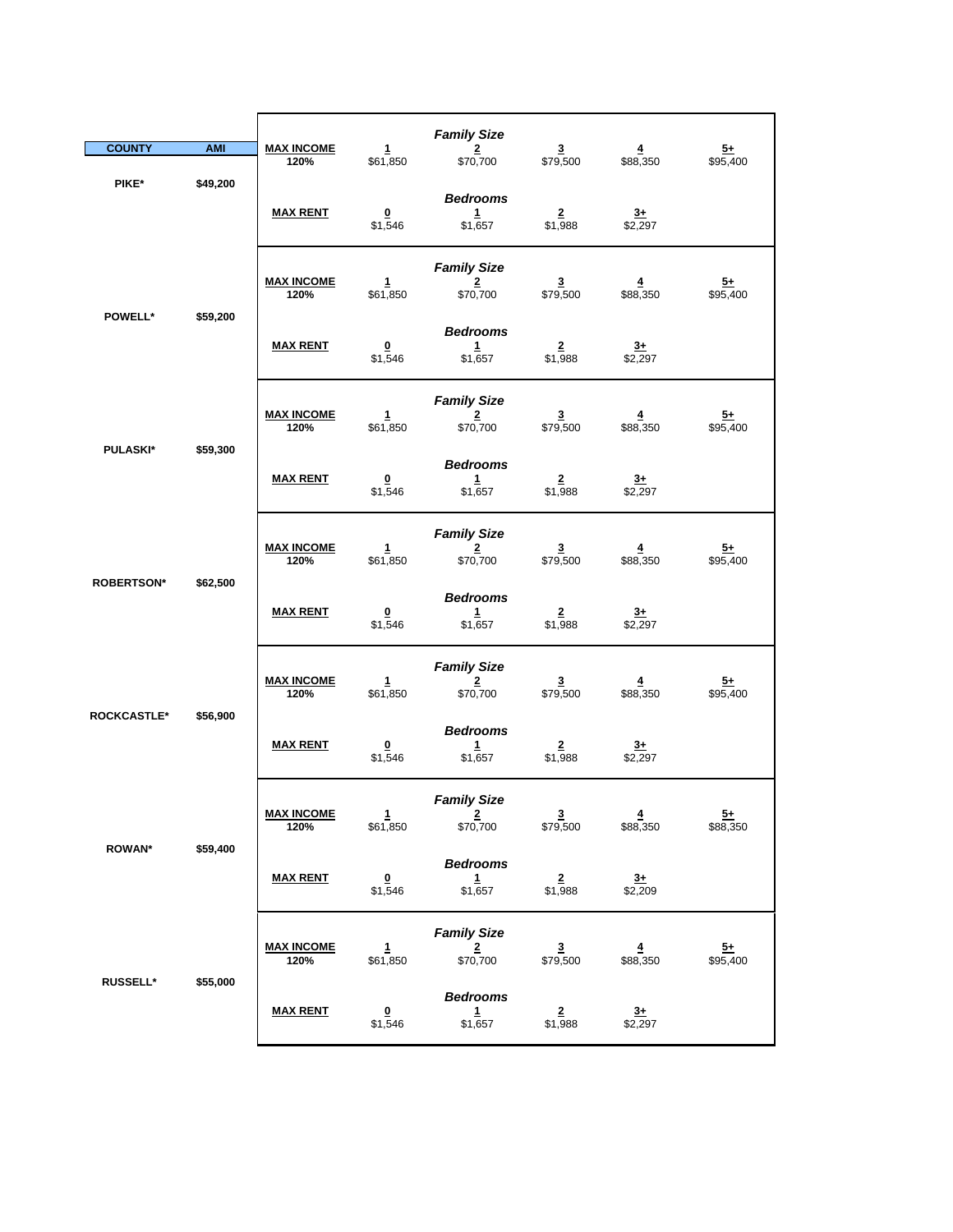| COUNTY | AMI | | | | | | |
|---|---|---|---|---|---|---|---|
| | | | | *Family Size* | | | |
| | | **MAX INCOME** 120% | 1 | 2 | 3 | 4 | 5+ |
| PIKE* | $49,200 | | $61,850 | $70,700 | $79,500 | $88,350 | $95,400 |
| | | | | *Bedrooms* | | | |
| | | **MAX RENT** | 0 | 1 | 2 | 3+ | |
| | | | $1,546 | $1,657 | $1,988 | $2,297 | |
| | | | | *Family Size* | | | |
| | | **MAX INCOME** 120% | 1 | 2 | 3 | 4 | 5+ |
| POWELL* | $59,200 | | $61,850 | $70,700 | $79,500 | $88,350 | $95,400 |
| | | | | *Bedrooms* | | | |
| | | **MAX RENT** | 0 | 1 | 2 | 3+ | |
| | | | $1,546 | $1,657 | $1,988 | $2,297 | |
| | | | | *Family Size* | | | |
| | | **MAX INCOME** 120% | 1 | 2 | 3 | 4 | 5+ |
| PULASKI* | $59,300 | | $61,850 | $70,700 | $79,500 | $88,350 | $95,400 |
| | | | | *Bedrooms* | | | |
| | | **MAX RENT** | 0 | 1 | 2 | 3+ | |
| | | | $1,546 | $1,657 | $1,988 | $2,297 | |
| | | | | *Family Size* | | | |
| | | **MAX INCOME** 120% | 1 | 2 | 3 | 4 | 5+ |
| ROBERTSON* | $62,500 | | $61,850 | $70,700 | $79,500 | $88,350 | $95,400 |
| | | | | *Bedrooms* | | | |
| | | **MAX RENT** | 0 | 1 | 2 | 3+ | |
| | | | $1,546 | $1,657 | $1,988 | $2,297 | |
| | | | | *Family Size* | | | |
| | | **MAX INCOME** 120% | 1 | 2 | 3 | 4 | 5+ |
| ROCKCASTLE* | $56,900 | | $61,850 | $70,700 | $79,500 | $88,350 | $95,400 |
| | | | | *Bedrooms* | | | |
| | | **MAX RENT** | 0 | 1 | 2 | 3+ | |
| | | | $1,546 | $1,657 | $1,988 | $2,297 | |
| | | | | *Family Size* | | | |
| | | **MAX INCOME** 120% | 1 | 2 | 3 | 4 | 5+ |
| ROWAN* | $59,400 | | $61,850 | $70,700 | $79,500 | $88,350 | $88,350 |
| | | | | *Bedrooms* | | | |
| | | **MAX RENT** | 0 | 1 | 2 | 3+ | |
| | | | $1,546 | $1,657 | $1,988 | $2,209 | |
| | | | | *Family Size* | | | |
| | | **MAX INCOME** 120% | 1 | 2 | 3 | 4 | 5+ |
| RUSSELL* | $55,000 | | $61,850 | $70,700 | $79,500 | $88,350 | $95,400 |
| | | | | *Bedrooms* | | | |
| | | **MAX RENT** | 0 | 1 | 2 | 3+ | |
| | | | $1,546 | $1,657 | $1,988 | $2,297 | |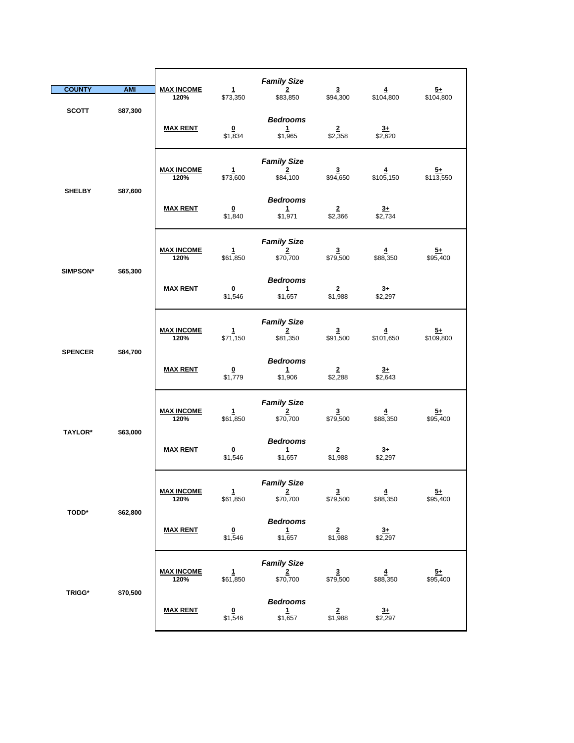| COUNTY | AMI | | | | | | |
|---|---|---|---|---|---|---|---|
| | | | | *Family Size* | | | |
| | | **MAX INCOME** 120% | **1** | **2** | **3** | **4** | **5+** |
| SCOTT | $87,300 | | $73,350 | $83,850 | $94,300 | $104,800 | $104,800 |
| | | | | *Bedrooms* | | | |
| | | **MAX RENT** | **0** | **1** | **2** | **3+** | |
| | | | $1,834 | $1,965 | $2,358 | $2,620 | |
| | | | | *Family Size* | | | |
| | | **MAX INCOME** 120% | **1** | **2** | **3** | **4** | **5+** |
| SHELBY | $87,600 | | $73,600 | $84,100 | $94,650 | $105,150 | $113,550 |
| | | | | *Bedrooms* | | | |
| | | **MAX RENT** | **0** | **1** | **2** | **3+** | |
| | | | $1,840 | $1,971 | $2,366 | $2,734 | |
| | | | | *Family Size* | | | |
| | | **MAX INCOME** 120% | **1** | **2** | **3** | **4** | **5+** |
| SIMPSON* | $65,300 | | $61,850 | $70,700 | $79,500 | $88,350 | $95,400 |
| | | | | *Bedrooms* | | | |
| | | **MAX RENT** | **0** | **1** | **2** | **3+** | |
| | | | $1,546 | $1,657 | $1,988 | $2,297 | |
| | | | | *Family Size* | | | |
| | | **MAX INCOME** 120% | **1** | **2** | **3** | **4** | **5+** |
| SPENCER | $84,700 | | $71,150 | $81,350 | $91,500 | $101,650 | $109,800 |
| | | | | *Bedrooms* | | | |
| | | **MAX RENT** | **0** | **1** | **2** | **3+** | |
| | | | $1,779 | $1,906 | $2,288 | $2,643 | |
| | | | | *Family Size* | | | |
| | | **MAX INCOME** 120% | **1** | **2** | **3** | **4** | **5+** |
| TAYLOR* | $63,000 | | $61,850 | $70,700 | $79,500 | $88,350 | $95,400 |
| | | | | *Bedrooms* | | | |
| | | **MAX RENT** | **0** | **1** | **2** | **3+** | |
| | | | $1,546 | $1,657 | $1,988 | $2,297 | |
| | | | | *Family Size* | | | |
| | | **MAX INCOME** 120% | **1** | **2** | **3** | **4** | **5+** |
| TODD* | $62,800 | | $61,850 | $70,700 | $79,500 | $88,350 | $95,400 |
| | | | | *Bedrooms* | | | |
| | | **MAX RENT** | **0** | **1** | **2** | **3+** | |
| | | | $1,546 | $1,657 | $1,988 | $2,297 | |
| | | | | *Family Size* | | | |
| | | **MAX INCOME** 120% | **1** | **2** | **3** | **4** | **5+** |
| TRIGG* | $70,500 | | $61,850 | $70,700 | $79,500 | $88,350 | $95,400 |
| | | | | *Bedrooms* | | | |
| | | **MAX RENT** | **0** | **1** | **2** | **3+** | |
| | | | $1,546 | $1,657 | $1,988 | $2,297 | |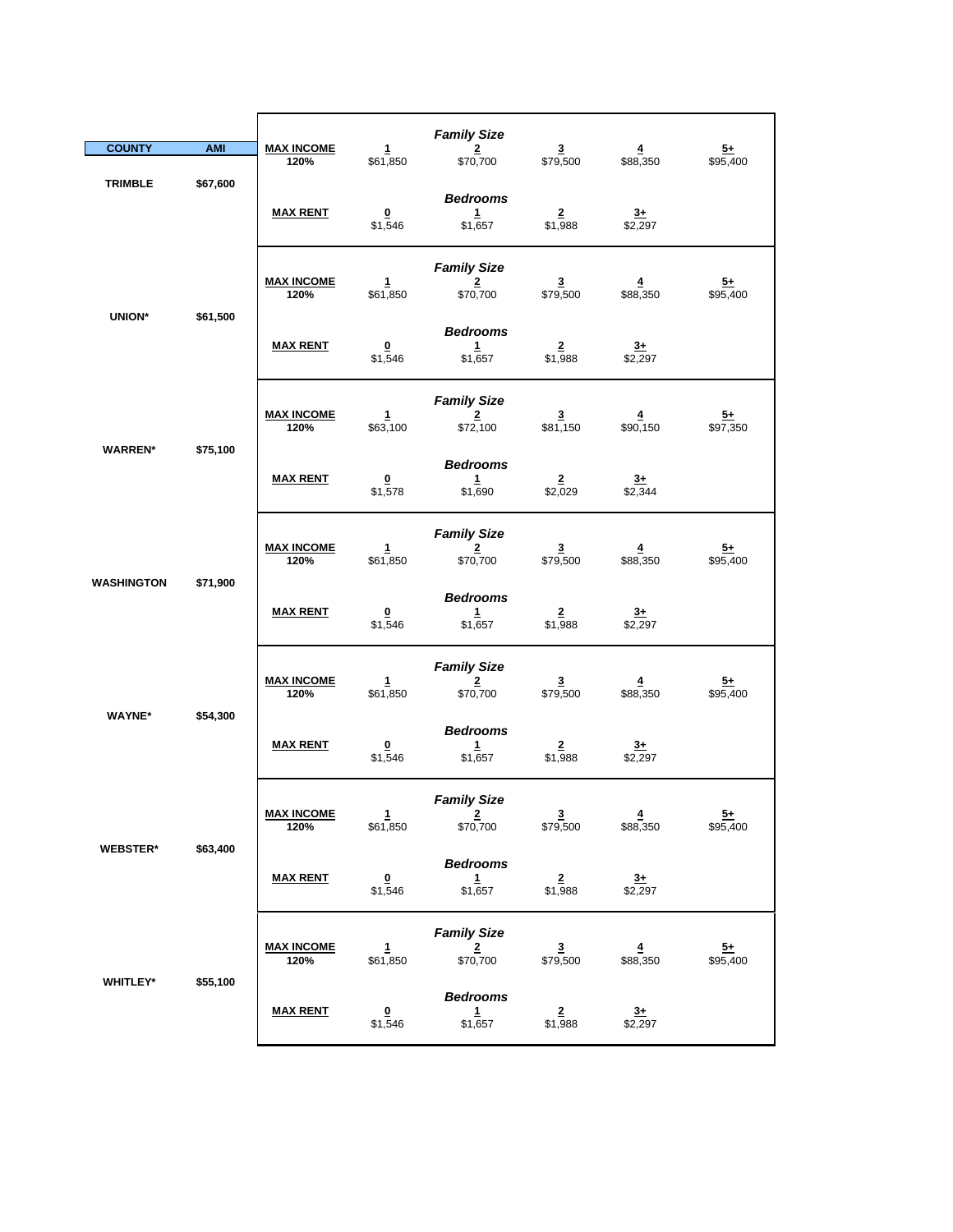| COUNTY | AMI | | | | | | |
|---|---|---|---|---|---|---|---|
| | | | | *Family Size* | | | |
| | | **MAX INCOME** 120% | **1** | **2** | **3** | **4** | **5+** |
| TRIMBLE | $67,600 | | $61,850 | $70,700 | $79,500 | $88,350 | $95,400 |
| | | | | *Bedrooms* | | | |
| | | **MAX RENT** | **0** | **1** | **2** | **3+** | |
| | | | $1,546 | $1,657 | $1,988 | $2,297 | |
| | | | | *Family Size* | | | |
| | | **MAX INCOME** 120% | **1** | **2** | **3** | **4** | **5+** |
| UNION* | $61,500 | | $61,850 | $70,700 | $79,500 | $88,350 | $95,400 |
| | | | | *Bedrooms* | | | |
| | | **MAX RENT** | **0** | **1** | **2** | **3+** | |
| | | | $1,546 | $1,657 | $1,988 | $2,297 | |
| | | | | *Family Size* | | | |
| | | **MAX INCOME** 120% | **1** | **2** | **3** | **4** | **5+** |
| WARREN* | $75,100 | | $63,100 | $72,100 | $81,150 | $90,150 | $97,350 |
| | | | | *Bedrooms* | | | |
| | | **MAX RENT** | **0** | **1** | **2** | **3+** | |
| | | | $1,578 | $1,690 | $2,029 | $2,344 | |
| | | | | *Family Size* | | | |
| | | **MAX INCOME** 120% | **1** | **2** | **3** | **4** | **5+** |
| WASHINGTON | $71,900 | | $61,850 | $70,700 | $79,500 | $88,350 | $95,400 |
| | | | | *Bedrooms* | | | |
| | | **MAX RENT** | **0** | **1** | **2** | **3+** | |
| | | | $1,546 | $1,657 | $1,988 | $2,297 | |
| | | | | *Family Size* | | | |
| | | **MAX INCOME** 120% | **1** | **2** | **3** | **4** | **5+** |
| WAYNE* | $54,300 | | $61,850 | $70,700 | $79,500 | $88,350 | $95,400 |
| | | | | *Bedrooms* | | | |
| | | **MAX RENT** | **0** | **1** | **2** | **3+** | |
| | | | $1,546 | $1,657 | $1,988 | $2,297 | |
| | | | | *Family Size* | | | |
| | | **MAX INCOME** 120% | **1** | **2** | **3** | **4** | **5+** |
| WEBSTER* | $63,400 | | $61,850 | $70,700 | $79,500 | $88,350 | $95,400 |
| | | | | *Bedrooms* | | | |
| | | **MAX RENT** | **0** | **1** | **2** | **3+** | |
| | | | $1,546 | $1,657 | $1,988 | $2,297 | |
| | | | | *Family Size* | | | |
| | | **MAX INCOME** 120% | **1** | **2** | **3** | **4** | **5+** |
| WHITLEY* | $55,100 | | $61,850 | $70,700 | $79,500 | $88,350 | $95,400 |
| | | | | *Bedrooms* | | | |
| | | **MAX RENT** | **0** | **1** | **2** | **3+** | |
| | | | $1,546 | $1,657 | $1,988 | $2,297 | |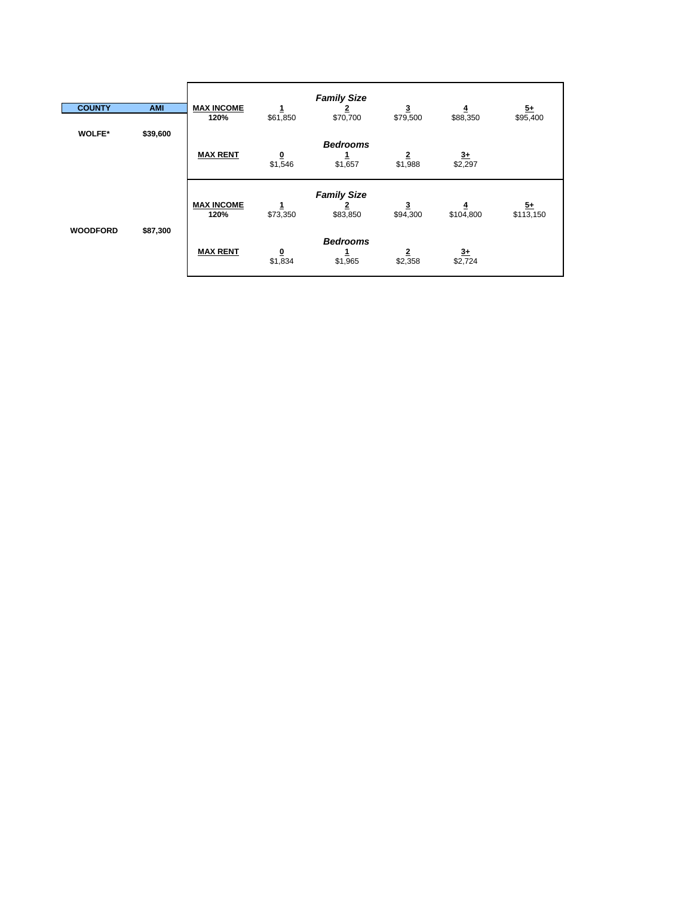| COUNTY | AMI | | | | | | |
|---|---|---|---|---|---|---|---|
| | | | | *Family Size* | | | |
| | | **MAX INCOME 120%** | **1** | **2** | **3** | **4** | **5+** |
| | | | $61,850 | $70,700 | $79,500 | $88,350 | $95,400 |
| **WOLFE*** | **$39,600** | | | *Bedrooms* | | | |
| | | **MAX RENT** | **0** | **1** | **2** | **3+** | |
| | | | $1,546 | $1,657 | $1,988 | $2,297 | |
| | | | | *Family Size* | | | |
| | | **MAX INCOME 120%** | **1** | **2** | **3** | **4** | **5+** |
| | | | $73,350 | $83,850 | $94,300 | $104,800 | $113,150 |
| **WOODFORD** | **$87,300** | | | *Bedrooms* | | | |
| | | **MAX RENT** | **0** | **1** | **2** | **3+** | |
| | | | $1,834 | $1,965 | $2,358 | $2,724 | |